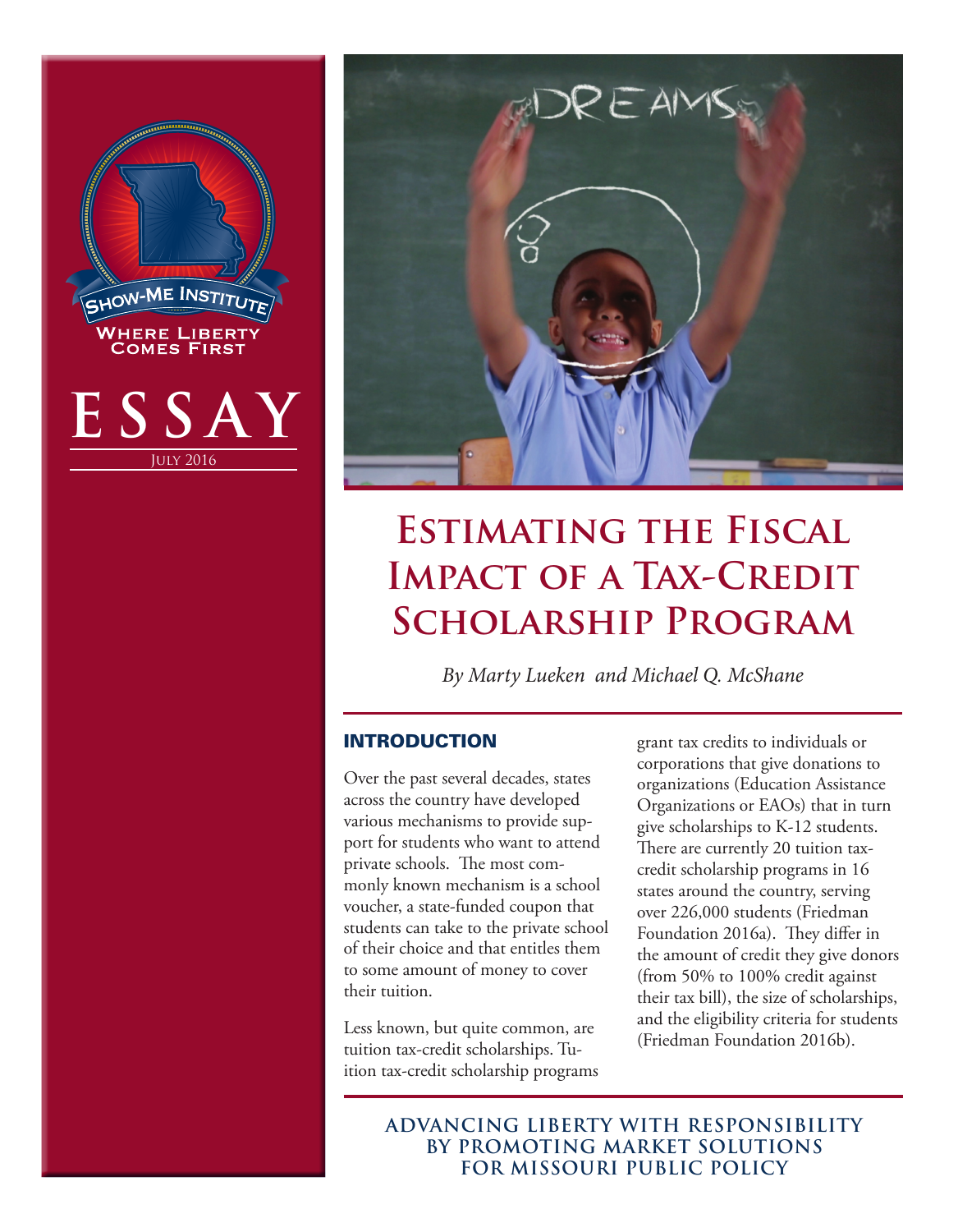SHOW-ME INSTITUTE

WHERE LIBERTY COMES FIRST

ESSAY

JULY 2016

# Estimating the Fiscal Impact of a Tax-Credit Scholarship Program

*By Marty Lueken and Michael Q. McShane*

## INTRODUCTION

Over the past several decades, states across the country have developed various mechanisms to provide support for students who want to attend private schools. The most commonly known mechanism is a school voucher, a state-funded coupon that students can take to the private school of their choice and that entitles them to some amount of money to cover their tuition.

Less known, but quite common, are tuition tax-credit scholarships. Tuition tax-credit scholarship programs grant tax credits to individuals or corporations that give donations to organizations (Education Assistance Organizations or EAOs) that in turn give scholarships to K-12 students. There are currently 20 tuition tax-credit scholarship programs in 16 states around the country, serving over 226,000 students (Friedman Foundation 2016a). They differ in the amount of credit they give donors (from 50% to 100% credit against their tax bill), the size of scholarships, and the eligibility criteria for students (Friedman Foundation 2016b).

ADVANCING LIBERTY WITH RESPONSIBILITY BY PROMOTING MARKET SOLUTIONS FOR MISSOURI PUBLIC POLICY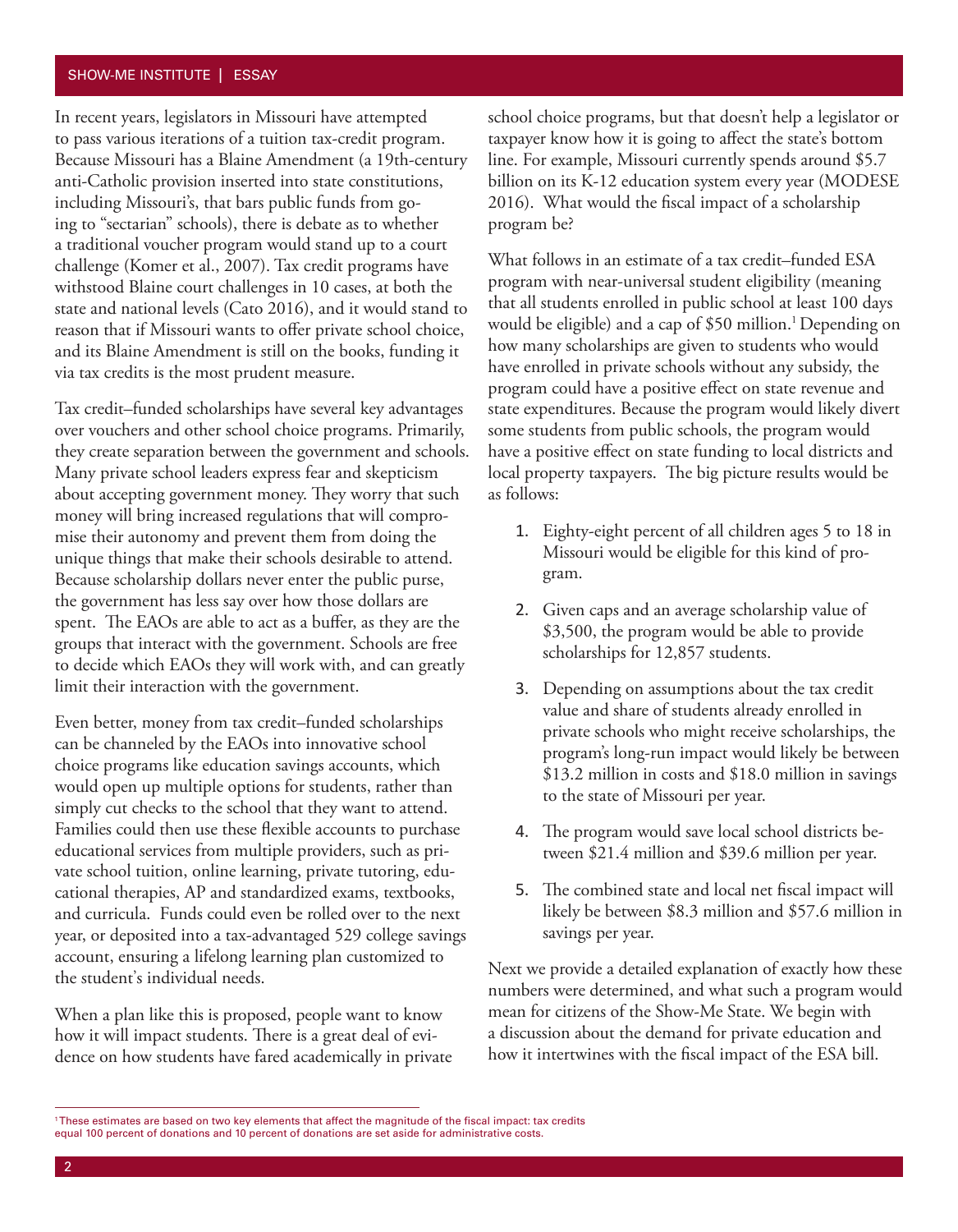In recent years, legislators in Missouri have attempted to pass various iterations of a tuition tax-credit program. Because Missouri has a Blaine Amendment (a 19th-century anti-Catholic provision inserted into state constitutions, including Missouri's, that bars public funds from going to "sectarian" schools), there is debate as to whether a traditional voucher program would stand up to a court challenge (Komer et al., 2007). Tax credit programs have withstood Blaine court challenges in 10 cases, at both the state and national levels (Cato 2016), and it would stand to reason that if Missouri wants to offer private school choice, and its Blaine Amendment is still on the books, funding it via tax credits is the most prudent measure.

Tax credit–funded scholarships have several key advantages over vouchers and other school choice programs. Primarily, they create separation between the government and schools. Many private school leaders express fear and skepticism about accepting government money. They worry that such money will bring increased regulations that will compromise their autonomy and prevent them from doing the unique things that make their schools desirable to attend. Because scholarship dollars never enter the public purse, the government has less say over how those dollars are spent. The EAOs are able to act as a buffer, as they are the groups that interact with the government. Schools are free to decide which EAOs they will work with, and can greatly limit their interaction with the government.

Even better, money from tax credit–funded scholarships can be channeled by the EAOs into innovative school choice programs like education savings accounts, which would open up multiple options for students, rather than simply cut checks to the school that they want to attend. Families could then use these flexible accounts to purchase educational services from multiple providers, such as private school tuition, online learning, private tutoring, educational therapies, AP and standardized exams, textbooks, and curricula. Funds could even be rolled over to the next year, or deposited into a tax-advantaged 529 college savings account, ensuring a lifelong learning plan customized to the student's individual needs.

When a plan like this is proposed, people want to know how it will impact students. There is a great deal of evidence on how students have fared academically in private school choice programs, but that doesn't help a legislator or taxpayer know how it is going to affect the state's bottom line. For example, Missouri currently spends around $5.7 billion on its K-12 education system every year (MODESE 2016). What would the fiscal impact of a scholarship program be?

What follows in an estimate of a tax credit–funded ESA program with near-universal student eligibility (meaning that all students enrolled in public school at least 100 days would be eligible) and a cap of $50 million.[1] Depending on how many scholarships are given to students who would have enrolled in private schools without any subsidy, the program could have a positive effect on state revenue and state expenditures. Because the program would likely divert some students from public schools, the program would have a positive effect on state funding to local districts and local property taxpayers. The big picture results would be as follows:

1. Eighty-eight percent of all children ages 5 to 18 in Missouri would be eligible for this kind of program.
2. Given caps and an average scholarship value of $3,500, the program would be able to provide scholarships for 12,857 students.
3. Depending on assumptions about the tax credit value and share of students already enrolled in private schools who might receive scholarships, the program's long-run impact would likely be between $13.2 million in costs and $18.0 million in savings to the state of Missouri per year.
4. The program would save local school districts between $21.4 million and $39.6 million per year.
5. The combined state and local net fiscal impact will likely be between $8.3 million and $57.6 million in savings per year.

Next we provide a detailed explanation of exactly how these numbers were determined, and what such a program would mean for citizens of the Show-Me State. We begin with a discussion about the demand for private education and how it intertwines with the fiscal impact of the ESA bill.

[1] These estimates are based on two key elements that affect the magnitude of the fiscal impact: tax credits equal 100 percent of donations and 10 percent of donations are set aside for administrative costs.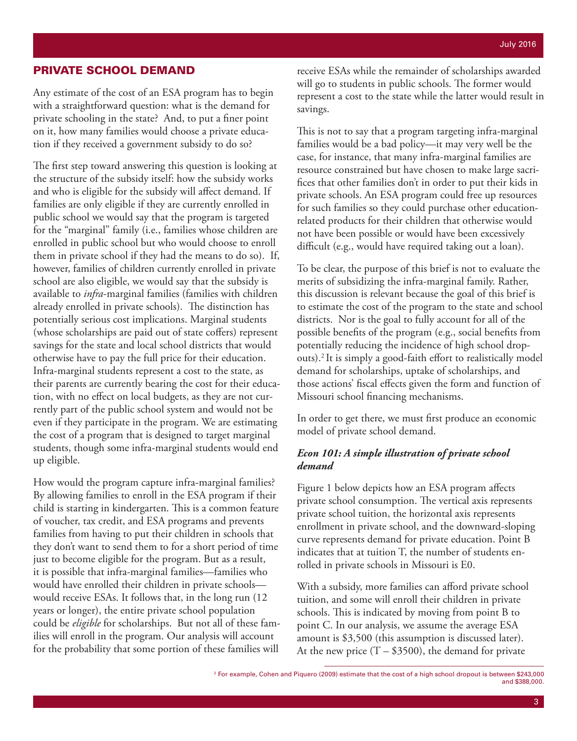## PRIVATE SCHOOL DEMAND

Any estimate of the cost of an ESA program has to begin with a straightforward question: what is the demand for private schooling in the state? And, to put a finer point on it, how many families would choose a private education if they received a government subsidy to do so?

The first step toward answering this question is looking at the structure of the subsidy itself: how the subsidy works and who is eligible for the subsidy will affect demand. If families are only eligible if they are currently enrolled in public school we would say that the program is targeted for the "marginal" family (i.e., families whose children are enrolled in public school but who would choose to enroll them in private school if they had the means to do so). If, however, families of children currently enrolled in private school are also eligible, we would say that the subsidy is available to *infra*-marginal families (families with children already enrolled in private schools). The distinction has potentially serious cost implications. Marginal students (whose scholarships are paid out of state coffers) represent savings for the state and local school districts that would otherwise have to pay the full price for their education. Infra-marginal students represent a cost to the state, as their parents are currently bearing the cost for their education, with no effect on local budgets, as they are not currently part of the public school system and would not be even if they participate in the program. We are estimating the cost of a program that is designed to target marginal students, though some infra-marginal students would end up eligible.

How would the program capture infra-marginal families? By allowing families to enroll in the ESA program if their child is starting in kindergarten. This is a common feature of voucher, tax credit, and ESA programs and prevents families from having to put their children in schools that they don't want to send them to for a short period of time just to become eligible for the program. But as a result, it is possible that infra-marginal families—families who would have enrolled their children in private schools—would receive ESAs. It follows that, in the long run (12 years or longer), the entire private school population could be *eligible* for scholarships. But not all of these families will enroll in the program. Our analysis will account for the probability that some portion of these families will receive ESAs while the remainder of scholarships awarded will go to students in public schools. The former would represent a cost to the state while the latter would result in savings.

This is not to say that a program targeting infra-marginal families would be a bad policy—it may very well be the case, for instance, that many infra-marginal families are resource constrained but have chosen to make large sacrifices that other families don't in order to put their kids in private schools. An ESA program could free up resources for such families so they could purchase other education-related products for their children that otherwise would not have been possible or would have been excessively difficult (e.g., would have required taking out a loan).

To be clear, the purpose of this brief is not to evaluate the merits of subsidizing the infra-marginal family. Rather, this discussion is relevant because the goal of this brief is to estimate the cost of the program to the state and school districts. Nor is the goal to fully account for all of the possible benefits of the program (e.g., social benefits from potentially reducing the incidence of high school dropouts).[2] It is simply a good-faith effort to realistically model demand for scholarships, uptake of scholarships, and those actions' fiscal effects given the form and function of Missouri school financing mechanisms.

In order to get there, we must first produce an economic model of private school demand.

### *Econ 101: A simple illustration of private school demand*

Figure 1 below depicts how an ESA program affects private school consumption. The vertical axis represents private school tuition, the horizontal axis represents enrollment in private school, and the downward-sloping curve represents demand for private education. Point B indicates that at tuition T, the number of students enrolled in private schools in Missouri is E0.

With a subsidy, more families can afford private school tuition, and some will enroll their children in private schools. This is indicated by moving from point B to point C. In our analysis, we assume the average ESA amount is \$3,500 (this assumption is discussed later). At the new price (T – \$3500), the demand for private

[2] For example, Cohen and Piquero (2009) estimate that the cost of a high school dropout is between \$243,000 and \$388,000.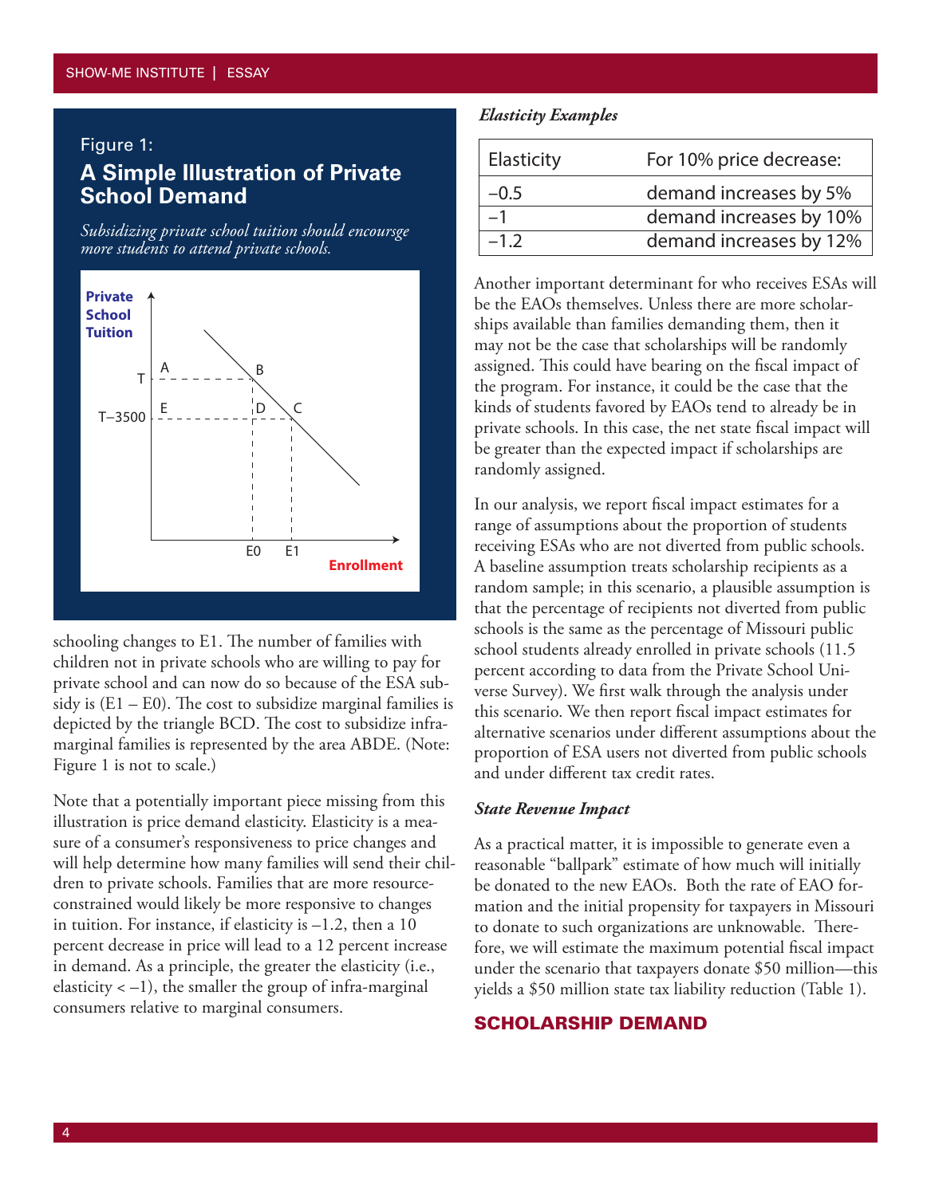Figure 1:

## A Simple Illustration of Private School Demand

*Subsidizing private school tuition should encoursge more students to attend private schools.*

schooling changes to E1. The number of families with children not in private schools who are willing to pay for private school and can now do so because of the ESA subsidy is (E1 – E0). The cost to subsidize marginal families is depicted by the triangle BCD. The cost to subsidize infra-marginal families is represented by the area ABDE. (Note: Figure 1 is not to scale.)

Note that a potentially important piece missing from this illustration is price demand elasticity. Elasticity is a measure of a consumer's responsiveness to price changes and will help determine how many families will send their children to private schools. Families that are more resource-constrained would likely be more responsive to changes in tuition. For instance, if elasticity is –1.2, then a 10 percent decrease in price will lead to a 12 percent increase in demand. As a principle, the greater the elasticity (i.e., elasticity < –1), the smaller the group of infra-marginal consumers relative to marginal consumers.

***Elasticity Examples***

| Elasticity | For 10% price decrease: |
|---|---|
| –0.5 | demand increases by 5% |
| –1 | demand increases by 10% |
| –1.2 | demand increases by 12% |

Another important determinant for who receives ESAs will be the EAOs themselves. Unless there are more scholarships available than families demanding them, then it may not be the case that scholarships will be randomly assigned. This could have bearing on the fiscal impact of the program. For instance, it could be the case that the kinds of students favored by EAOs tend to already be in private schools. In this case, the net state fiscal impact will be greater than the expected impact if scholarships are randomly assigned.

In our analysis, we report fiscal impact estimates for a range of assumptions about the proportion of students receiving ESAs who are not diverted from public schools. A baseline assumption treats scholarship recipients as a random sample; in this scenario, a plausible assumption is that the percentage of recipients not diverted from public schools is the same as the percentage of Missouri public school students already enrolled in private schools (11.5 percent according to data from the Private School Universe Survey). We first walk through the analysis under this scenario. We then report fiscal impact estimates for alternative scenarios under different assumptions about the proportion of ESA users not diverted from public schools and under different tax credit rates.

***State Revenue Impact***

As a practical matter, it is impossible to generate even a reasonable "ballpark" estimate of how much will initially be donated to the new EAOs. Both the rate of EAO formation and the initial propensity for taxpayers in Missouri to donate to such organizations are unknowable. Therefore, we will estimate the maximum potential fiscal impact under the scenario that taxpayers donate $50 million—this yields a $50 million state tax liability reduction (Table 1).

## SCHOLARSHIP DEMAND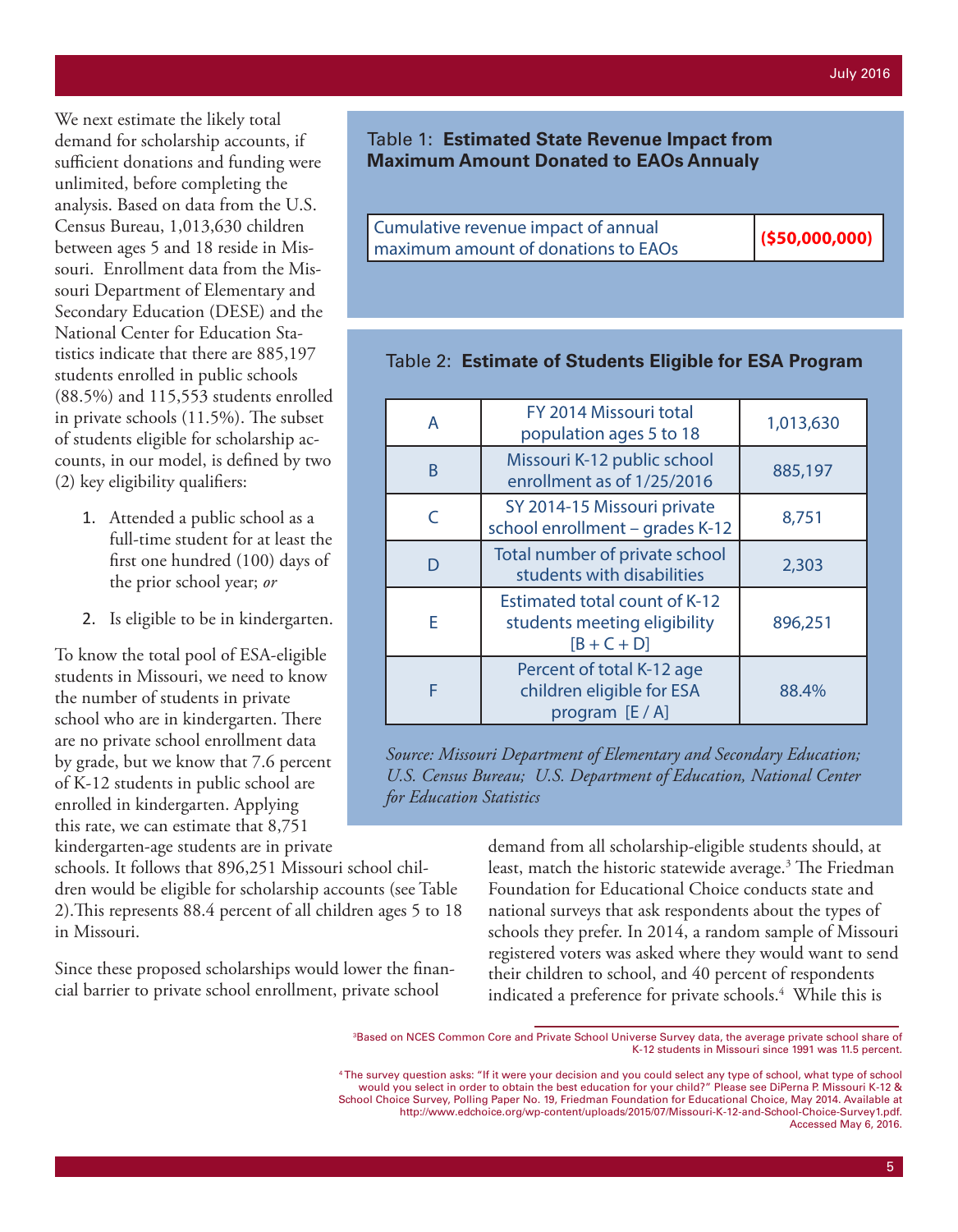We next estimate the likely total demand for scholarship accounts, if sufficient donations and funding were unlimited, before completing the analysis. Based on data from the U.S. Census Bureau, 1,013,630 children between ages 5 and 18 reside in Missouri. Enrollment data from the Missouri Department of Elementary and Secondary Education (DESE) and the National Center for Education Statistics indicate that there are 885,197 students enrolled in public schools (88.5%) and 115,553 students enrolled in private schools (11.5%). The subset of students eligible for scholarship accounts, in our model, is defined by two (2) key eligibility qualifiers:

1. Attended a public school as a full-time student for at least the first one hundred (100) days of the prior school year; *or*
2. Is eligible to be in kindergarten.

To know the total pool of ESA-eligible students in Missouri, we need to know the number of students in private school who are in kindergarten. There are no private school enrollment data by grade, but we know that 7.6 percent of K-12 students in public school are enrolled in kindergarten. Applying this rate, we can estimate that 8,751 kindergarten-age students are in private schools. It follows that 896,251 Missouri school children would be eligible for scholarship accounts (see Table 2).This represents 88.4 percent of all children ages 5 to 18 in Missouri.

Since these proposed scholarships would lower the financial barrier to private school enrollment, private school demand from all scholarship-eligible students should, at least, match the historic statewide average.[3] The Friedman Foundation for Educational Choice conducts state and national surveys that ask respondents about the types of schools they prefer. In 2014, a random sample of Missouri registered voters was asked where they would want to send their children to school, and 40 percent of respondents indicated a preference for private schools.[4] While this is

Table 1: **Estimated State Revenue Impact from Maximum Amount Donated to EAOs Annualy**

| | |
|---|---|
| Cumulative revenue impact of annual maximum amount of donations to EAOs | **($50,000,000)** |

Table 2: **Estimate of Students Eligible for ESA Program**

| | | |
|---|---|---|
| A | FY 2014 Missouri total population ages 5 to 18 | 1,013,630 |
| B | Missouri K-12 public school enrollment as of 1/25/2016 | 885,197 |
| C | SY 2014-15 Missouri private school enrollment – grades K-12 | 8,751 |
| D | Total number of private school students with disabilities | 2,303 |
| E | Estimated total count of K-12 students meeting eligibility [B + C + D] | 896,251 |
| F | Percent of total K-12 age children eligible for ESA program [E / A] | 88.4% |

*Source: Missouri Department of Elementary and Secondary Education; U.S. Census Bureau; U.S. Department of Education, National Center for Education Statistics*

[3] Based on NCES Common Core and Private School Universe Survey data, the average private school share of K-12 students in Missouri since 1991 was 11.5 percent.

[4] The survey question asks: "If it were your decision and you could select any type of school, what type of school would you select in order to obtain the best education for your child?" Please see DiPerna P. Missouri K-12 & School Choice Survey, Polling Paper No. 19, Friedman Foundation for Educational Choice, May 2014. Available at http://www.edchoice.org/wp-content/uploads/2015/07/Missouri-K-12-and-School-Choice-Survey1.pdf. Accessed May 6, 2016.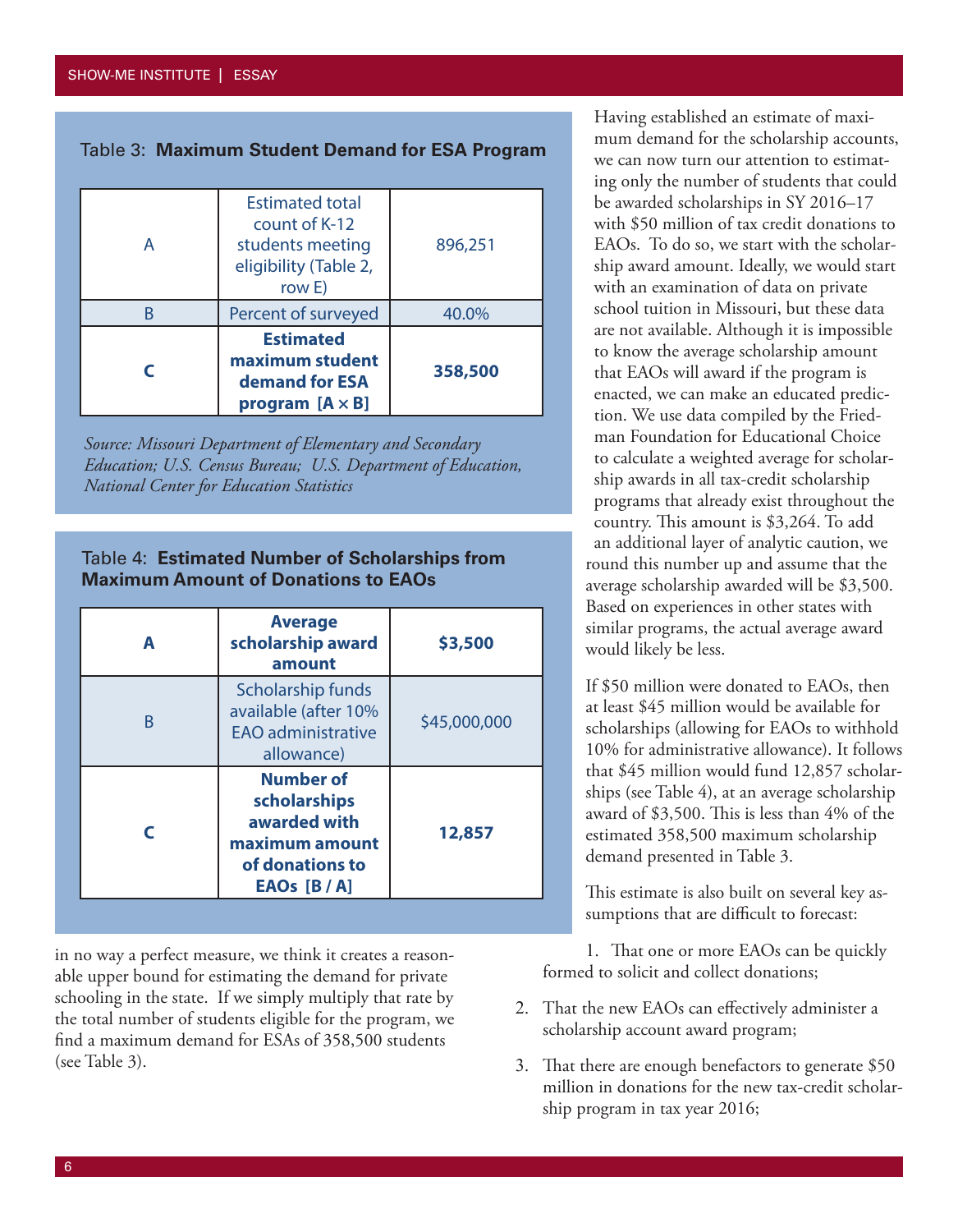Table 3: **Maximum Student Demand for ESA Program**

| | | |
|---|---|---|
| A | Estimated total count of K-12 students meeting eligibility (Table 2, row E) | 896,251 |
| B | Percent of surveyed | 40.0% |
| **C** | **Estimated maximum student demand for ESA program [A × B]** | **358,500** |

*Source: Missouri Department of Elementary and Secondary Education; U.S. Census Bureau; U.S. Department of Education, National Center for Education Statistics*

Table 4: **Estimated Number of Scholarships from Maximum Amount of Donations to EAOs**

| | | |
|---|---|---|
| **A** | **Average scholarship award amount** | **$3,500** |
| B | Scholarship funds available (after 10% EAO administrative allowance) | $45,000,000 |
| **C** | **Number of scholarships awarded with maximum amount of donations to EAOs [B / A]** | **12,857** |

in no way a perfect measure, we think it creates a reasonable upper bound for estimating the demand for private schooling in the state. If we simply multiply that rate by the total number of students eligible for the program, we find a maximum demand for ESAs of 358,500 students (see Table 3).

Having established an estimate of maximum demand for the scholarship accounts, we can now turn our attention to estimating only the number of students that could be awarded scholarships in SY 2016–17 with $50 million of tax credit donations to EAOs. To do so, we start with the scholarship award amount. Ideally, we would start with an examination of data on private school tuition in Missouri, but these data are not available. Although it is impossible to know the average scholarship amount that EAOs will award if the program is enacted, we can make an educated prediction. We use data compiled by the Friedman Foundation for Educational Choice to calculate a weighted average for scholarship awards in all tax-credit scholarship programs that already exist throughout the country. This amount is $3,264. To add an additional layer of analytic caution, we round this number up and assume that the average scholarship awarded will be $3,500. Based on experiences in other states with similar programs, the actual average award would likely be less.

If $50 million were donated to EAOs, then at least $45 million would be available for scholarships (allowing for EAOs to withhold 10% for administrative allowance). It follows that $45 million would fund 12,857 scholarships (see Table 4), at an average scholarship award of $3,500. This is less than 4% of the estimated 358,500 maximum scholarship demand presented in Table 3.

This estimate is also built on several key assumptions that are difficult to forecast:

1. That one or more EAOs can be quickly formed to solicit and collect donations;
2. That the new EAOs can effectively administer a scholarship account award program;
3. That there are enough benefactors to generate $50 million in donations for the new tax-credit scholarship program in tax year 2016;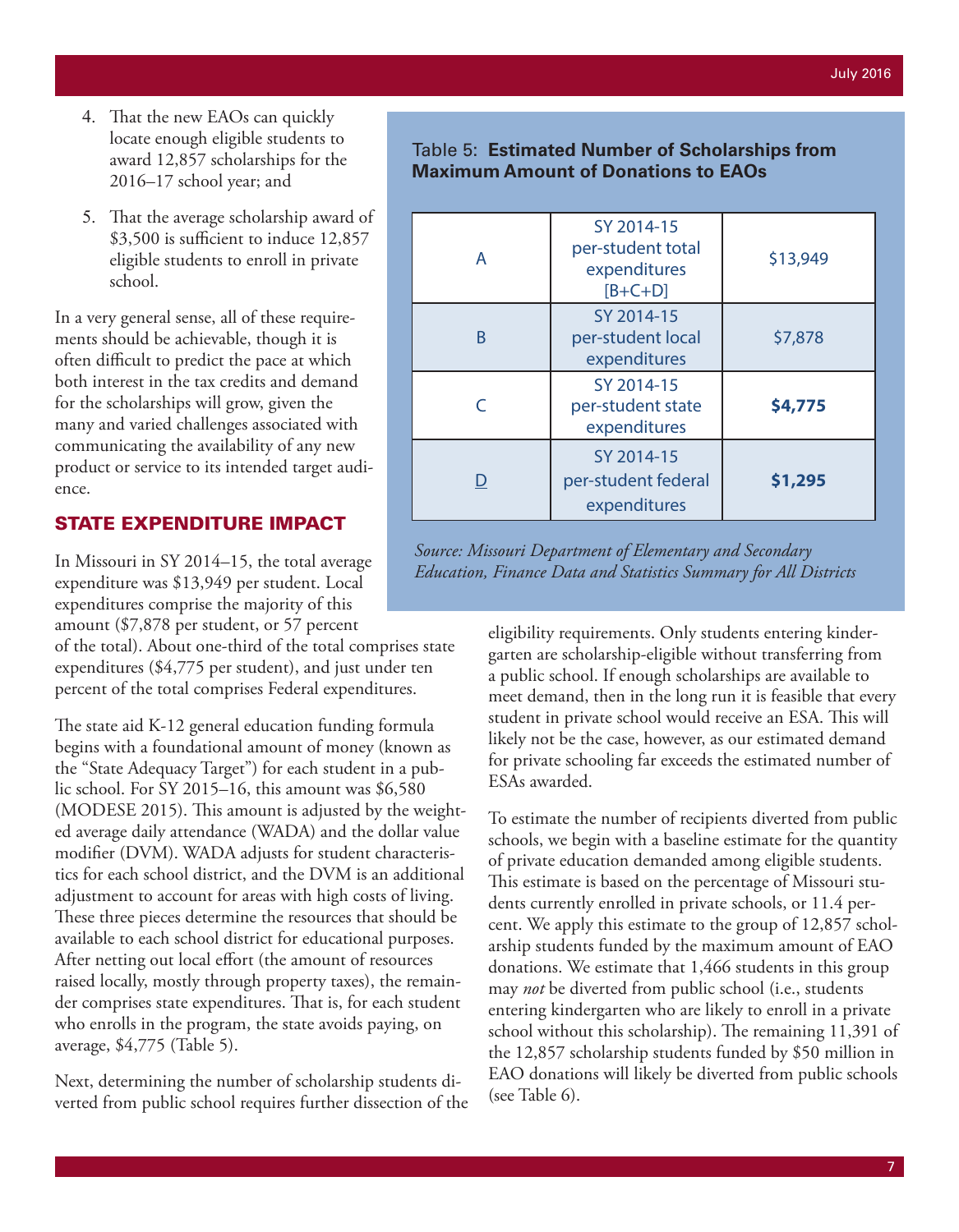4. That the new EAOs can quickly locate enough eligible students to award 12,857 scholarships for the 2016–17 school year; and

5. That the average scholarship award of $3,500 is sufficient to induce 12,857 eligible students to enroll in private school.

In a very general sense, all of these requirements should be achievable, though it is often difficult to predict the pace at which both interest in the tax credits and demand for the scholarships will grow, given the many and varied challenges associated with communicating the availability of any new product or service to its intended target audience.

## STATE EXPENDITURE IMPACT

In Missouri in SY 2014–15, the total average expenditure was $13,949 per student. Local expenditures comprise the majority of this amount ($7,878 per student, or 57 percent of the total). About one-third of the total comprises state expenditures ($4,775 per student), and just under ten percent of the total comprises Federal expenditures.

Table 5: **Estimated Number of Scholarships from Maximum Amount of Donations to EAOs**

| | | |
|---|---|---|
| A | SY 2014-15 per-student total expenditures [B+C+D] | $13,949 |
| B | SY 2014-15 per-student local expenditures | $7,878 |
| C | SY 2014-15 per-student state expenditures | **$4,775** |
| D | SY 2014-15 per-student federal expenditures | **$1,295** |

*Source: Missouri Department of Elementary and Secondary Education, Finance Data and Statistics Summary for All Districts*

The state aid K-12 general education funding formula begins with a foundational amount of money (known as the "State Adequacy Target") for each student in a public school. For SY 2015–16, this amount was $6,580 (MODESE 2015). This amount is adjusted by the weighted average daily attendance (WADA) and the dollar value modifier (DVM). WADA adjusts for student characteristics for each school district, and the DVM is an additional adjustment to account for areas with high costs of living. These three pieces determine the resources that should be available to each school district for educational purposes. After netting out local effort (the amount of resources raised locally, mostly through property taxes), the remainder comprises state expenditures. That is, for each student who enrolls in the program, the state avoids paying, on average, $4,775 (Table 5).

Next, determining the number of scholarship students diverted from public school requires further dissection of the eligibility requirements. Only students entering kindergarten are scholarship-eligible without transferring from a public school. If enough scholarships are available to meet demand, then in the long run it is feasible that every student in private school would receive an ESA. This will likely not be the case, however, as our estimated demand for private schooling far exceeds the estimated number of ESAs awarded.

To estimate the number of recipients diverted from public schools, we begin with a baseline estimate for the quantity of private education demanded among eligible students. This estimate is based on the percentage of Missouri students currently enrolled in private schools, or 11.4 percent. We apply this estimate to the group of 12,857 scholarship students funded by the maximum amount of EAO donations. We estimate that 1,466 students in this group may *not* be diverted from public school (i.e., students entering kindergarten who are likely to enroll in a private school without this scholarship). The remaining 11,391 of the 12,857 scholarship students funded by $50 million in EAO donations will likely be diverted from public schools (see Table 6).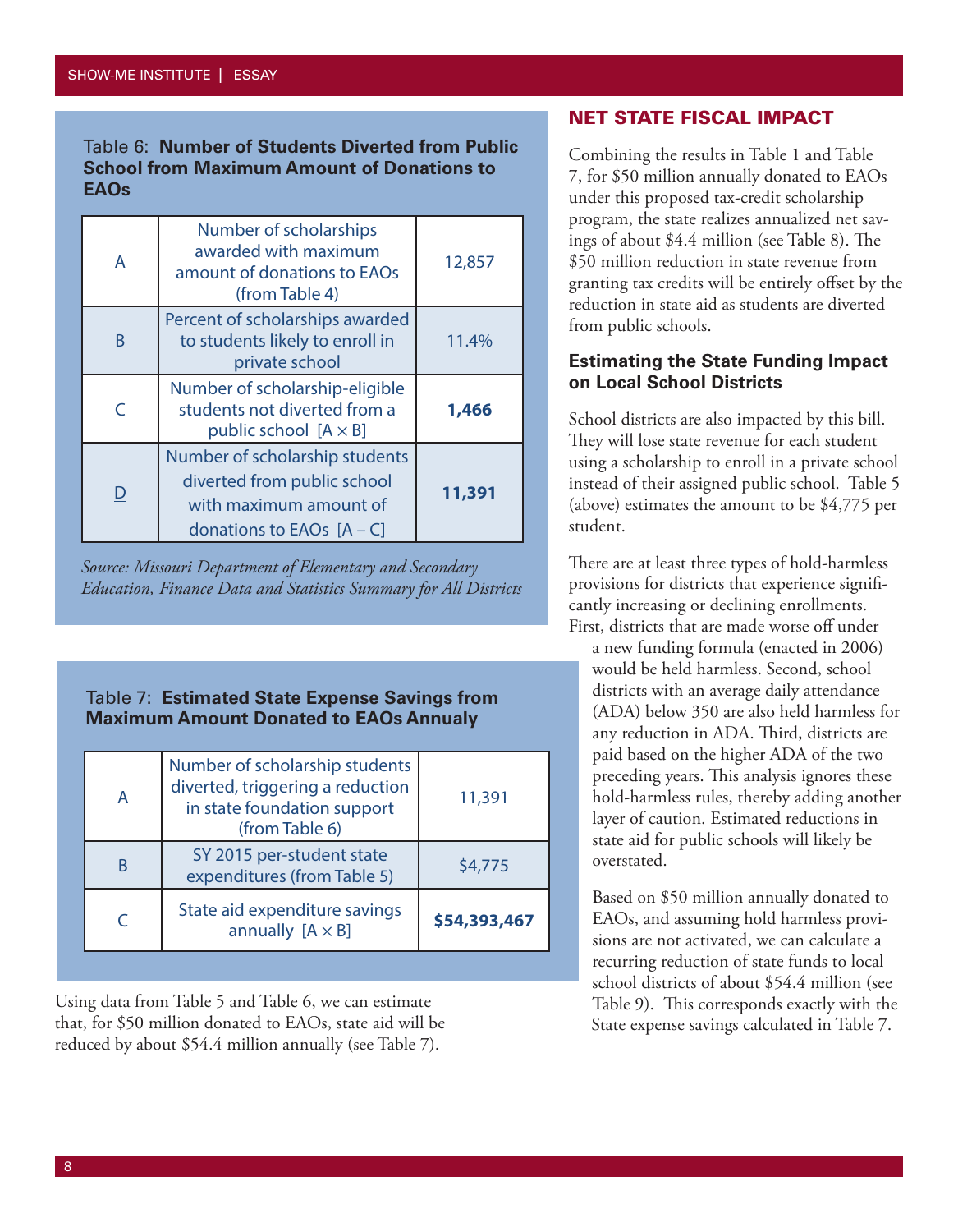Table 6: **Number of Students Diverted from Public School from Maximum Amount of Donations to EAOs**

| | | |
|---|---|---|
| A | Number of scholarships awarded with maximum amount of donations to EAOs (from Table 4) | 12,857 |
| B | Percent of scholarships awarded to students likely to enroll in private school | 11.4% |
| C | Number of scholarship-eligible students not diverted from a public school [A × B] | **1,466** |
| D | Number of scholarship students diverted from public school with maximum amount of donations to EAOs [A – C] | **11,391** |

*Source: Missouri Department of Elementary and Secondary Education, Finance Data and Statistics Summary for All Districts*

Table 7: **Estimated State Expense Savings from Maximum Amount Donated to EAOs Annualy**

| | | |
|---|---|---|
| A | Number of scholarship students diverted, triggering a reduction in state foundation support (from Table 6) | 11,391 |
| B | SY 2015 per-student state expenditures (from Table 5) | $4,775 |
| C | State aid expenditure savings annually [A × B] | **$54,393,467** |

Using data from Table 5 and Table 6, we can estimate that, for $50 million donated to EAOs, state aid will be reduced by about $54.4 million annually (see Table 7).

## NET STATE FISCAL IMPACT

Combining the results in Table 1 and Table 7, for $50 million annually donated to EAOs under this proposed tax-credit scholarship program, the state realizes annualized net savings of about $4.4 million (see Table 8). The $50 million reduction in state revenue from granting tax credits will be entirely offset by the reduction in state aid as students are diverted from public schools.

### Estimating the State Funding Impact on Local School Districts

School districts are also impacted by this bill. They will lose state revenue for each student using a scholarship to enroll in a private school instead of their assigned public school. Table 5 (above) estimates the amount to be $4,775 per student.

There are at least three types of hold-harmless provisions for districts that experience significantly increasing or declining enrollments. First, districts that are made worse off under a new funding formula (enacted in 2006) would be held harmless. Second, school districts with an average daily attendance (ADA) below 350 are also held harmless for any reduction in ADA. Third, districts are paid based on the higher ADA of the two preceding years. This analysis ignores these hold-harmless rules, thereby adding another layer of caution. Estimated reductions in state aid for public schools will likely be overstated.

Based on $50 million annually donated to EAOs, and assuming hold harmless provisions are not activated, we can calculate a recurring reduction of state funds to local school districts of about $54.4 million (see Table 9). This corresponds exactly with the State expense savings calculated in Table 7.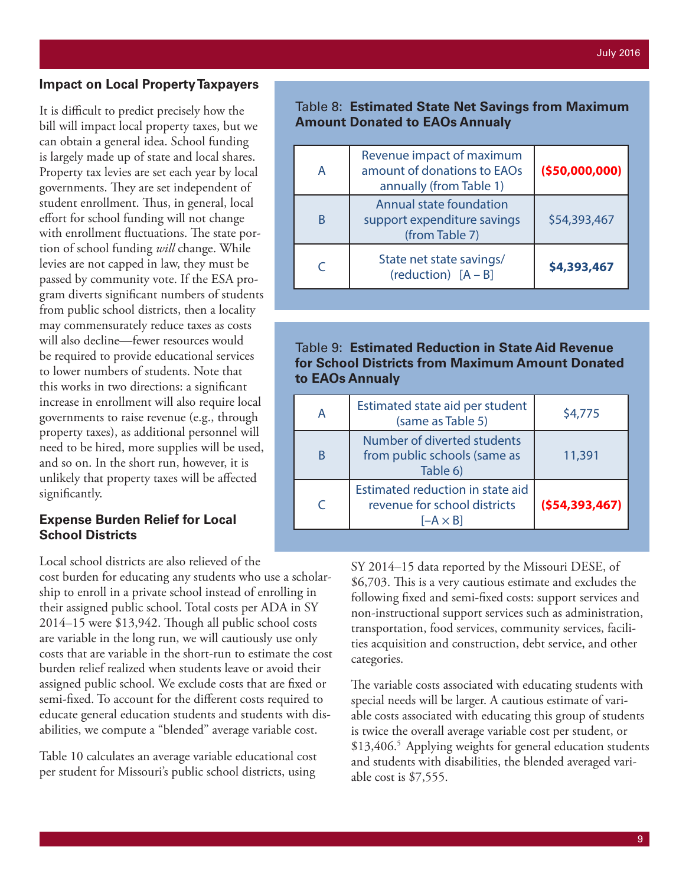## Impact on Local Property Taxpayers

It is difficult to predict precisely how the bill will impact local property taxes, but we can obtain a general idea. School funding is largely made up of state and local shares. Property tax levies are set each year by local governments. They are set independent of student enrollment. Thus, in general, local effort for school funding will not change with enrollment fluctuations. The state portion of school funding *will* change. While levies are not capped in law, they must be passed by community vote. If the ESA program diverts significant numbers of students from public school districts, then a locality may commensurately reduce taxes as costs will also decline—fewer resources would be required to provide educational services to lower numbers of students. Note that this works in two directions: a significant increase in enrollment will also require local governments to raise revenue (e.g., through property taxes), as additional personnel will need to be hired, more supplies will be used, and so on. In the short run, however, it is unlikely that property taxes will be affected significantly.

Table 8: **Estimated State Net Savings from Maximum Amount Donated to EAOs Annualy**

| | | |
|---|---|---|
| A | Revenue impact of maximum amount of donations to EAOs annually (from Table 1) | **($50,000,000)** |
| B | Annual state foundation support expenditure savings (from Table 7) | $54,393,467 |
| C | State net state savings/ (reduction) [A – B] | **$4,393,467** |

Table 9: **Estimated Reduction in State Aid Revenue for School Districts from Maximum Amount Donated to EAOs Annualy**

| | | |
|---|---|---|
| A | Estimated state aid per student (same as Table 5) | $4,775 |
| B | Number of diverted students from public schools (same as Table 6) | 11,391 |
| C | Estimated reduction in state aid revenue for school districts [–A × B] | **($54,393,467)** |

## Expense Burden Relief for Local School Districts

Local school districts are also relieved of the cost burden for educating any students who use a scholarship to enroll in a private school instead of enrolling in their assigned public school. Total costs per ADA in SY 2014–15 were $13,942. Though all public school costs are variable in the long run, we will cautiously use only costs that are variable in the short-run to estimate the cost burden relief realized when students leave or avoid their assigned public school. We exclude costs that are fixed or semi-fixed. To account for the different costs required to educate general education students and students with disabilities, we compute a "blended" average variable cost.

Table 10 calculates an average variable educational cost per student for Missouri's public school districts, using SY 2014–15 data reported by the Missouri DESE, of $6,703. This is a very cautious estimate and excludes the following fixed and semi-fixed costs: support services and non-instructional support services such as administration, transportation, food services, community services, facilities acquisition and construction, debt service, and other categories.

The variable costs associated with educating students with special needs will be larger. A cautious estimate of variable costs associated with educating this group of students is twice the overall average variable cost per student, or $13,406.[5] Applying weights for general education students and students with disabilities, the blended averaged variable cost is $7,555.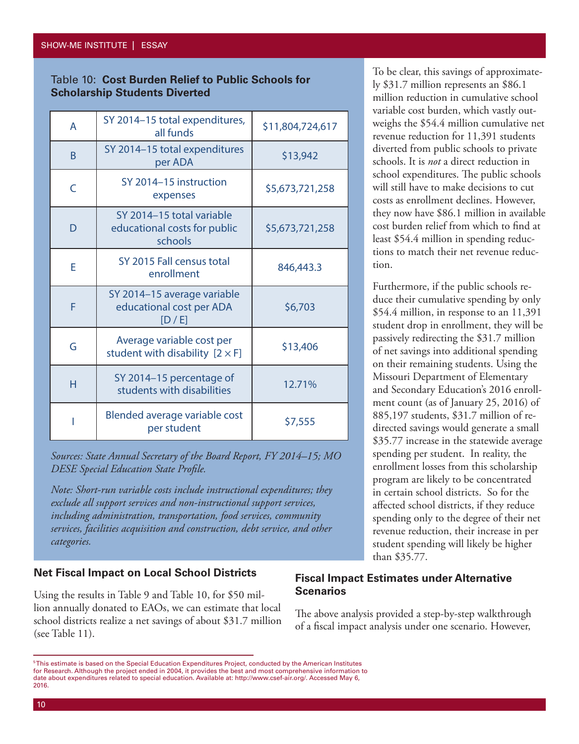Table 10: **Cost Burden Relief to Public Schools for Scholarship Students Diverted**

| | | |
|---|---|---|
| A | SY 2014–15 total expenditures, all funds | $11,804,724,617 |
| B | SY 2014–15 total expenditures per ADA | $13,942 |
| C | SY 2014–15 instruction expenses | $5,673,721,258 |
| D | SY 2014–15 total variable educational costs for public schools | $5,673,721,258 |
| E | SY 2015 Fall census total enrollment | 846,443.3 |
| F | SY 2014–15 average variable educational cost per ADA [D / E] | $6,703 |
| G | Average variable cost per student with disability [2 × F] | $13,406 |
| H | SY 2014–15 percentage of students with disabilities | 12.71% |
| I | Blended average variable cost per student | $7,555 |

*Sources: State Annual Secretary of the Board Report, FY 2014–15; MO DESE Special Education State Profile.*

*Note: Short-run variable costs include instructional expenditures; they exclude all support services and non-instructional support services, including administration, transportation, food services, community services, facilities acquisition and construction, debt service, and other categories.*

### Net Fiscal Impact on Local School Districts

Using the results in Table 9 and Table 10, for $50 million annually donated to EAOs, we can estimate that local school districts realize a net savings of about $31.7 million (see Table 11).

To be clear, this savings of approximately $31.7 million represents an $86.1 million reduction in cumulative school variable cost burden, which vastly outweighs the $54.4 million cumulative net revenue reduction for 11,391 students diverted from public schools to private schools. It is *not* a direct reduction in school expenditures. The public schools will still have to make decisions to cut costs as enrollment declines. However, they now have $86.1 million in available cost burden relief from which to find at least $54.4 million in spending reductions to match their net revenue reduction.

Furthermore, if the public schools reduce their cumulative spending by only $54.4 million, in response to an 11,391 student drop in enrollment, they will be passively redirecting the $31.7 million of net savings into additional spending on their remaining students. Using the Missouri Department of Elementary and Secondary Education's 2016 enrollment count (as of January 25, 2016) of 885,197 students, $31.7 million of redirected savings would generate a small $35.77 increase in the statewide average spending per student. In reality, the enrollment losses from this scholarship program are likely to be concentrated in certain school districts. So for the affected school districts, if they reduce spending only to the degree of their net revenue reduction, their increase in per student spending will likely be higher than $35.77.

### Fiscal Impact Estimates under Alternative Scenarios

The above analysis provided a step-by-step walkthrough of a fiscal impact analysis under one scenario. However,

[5] This estimate is based on the Special Education Expenditures Project, conducted by the American Institutes for Research. Although the project ended in 2004, it provides the best and most comprehensive information to date about expenditures related to special education. Available at: http://www.csef-air.org/. Accessed May 6, 2016.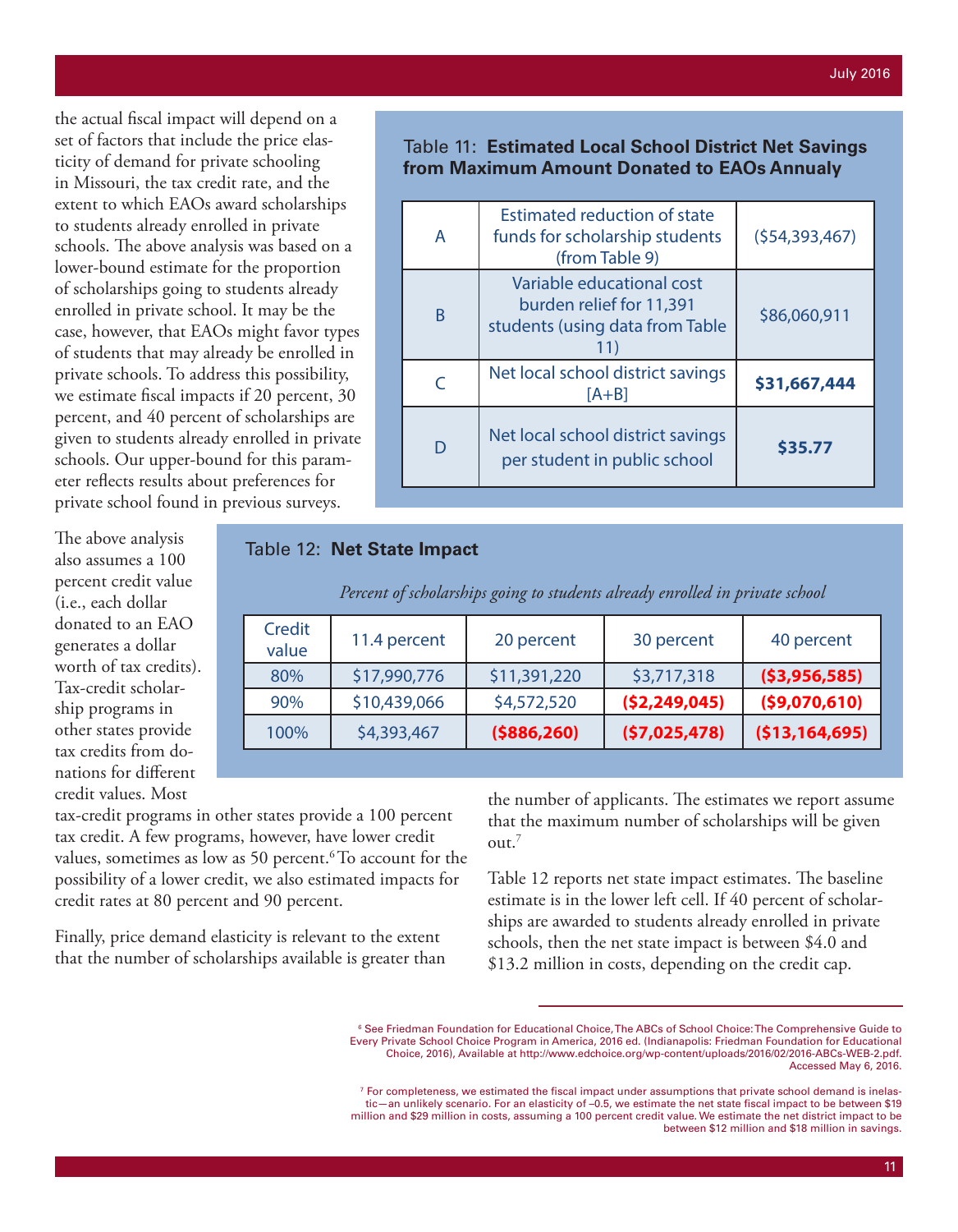the actual fiscal impact will depend on a set of factors that include the price elasticity of demand for private schooling in Missouri, the tax credit rate, and the extent to which EAOs award scholarships to students already enrolled in private schools. The above analysis was based on a lower-bound estimate for the proportion of scholarships going to students already enrolled in private school. It may be the case, however, that EAOs might favor types of students that may already be enrolled in private schools. To address this possibility, we estimate fiscal impacts if 20 percent, 30 percent, and 40 percent of scholarships are given to students already enrolled in private schools. Our upper-bound for this parameter reflects results about preferences for private school found in previous surveys.

Table 11: **Estimated Local School District Net Savings from Maximum Amount Donated to EAOs Annualy**

| | | |
|---|---|---|
| A | Estimated reduction of state funds for scholarship students (from Table 9) | ($54,393,467) |
| B | Variable educational cost burden relief for 11,391 students (using data from Table 11) | $86,060,911 |
| C | Net local school district savings [A+B] | **$31,667,444** |
| D | Net local school district savings per student in public school | **$35.77** |

The above analysis also assumes a 100 percent credit value (i.e., each dollar donated to an EAO generates a dollar worth of tax credits). Tax-credit scholarship programs in other states provide tax credits from donations for different credit values. Most tax-credit programs in other states provide a 100 percent tax credit. A few programs, however, have lower credit values, sometimes as low as 50 percent.[6] To account for the possibility of a lower credit, we also estimated impacts for credit rates at 80 percent and 90 percent.

Table 12: **Net State Impact**

| | *Percent of scholarships going to students already enrolled in private school* | | | |
|---|---|---|---|---|
| Credit value | 11.4 percent | 20 percent | 30 percent | 40 percent |
| 80% | $17,990,776 | $11,391,220 | $3,717,318 | **($3,956,585)** |
| 90% | $10,439,066 | $4,572,520 | **($2,249,045)** | **($9,070,610)** |
| 100% | $4,393,467 | **($886,260)** | **($7,025,478)** | **($13,164,695)** |

Finally, price demand elasticity is relevant to the extent that the number of scholarships available is greater than the number of applicants. The estimates we report assume that the maximum number of scholarships will be given out.[7]

Table 12 reports net state impact estimates. The baseline estimate is in the lower left cell. If 40 percent of scholarships are awarded to students already enrolled in private schools, then the net state impact is between $4.0 and $13.2 million in costs, depending on the credit cap.

[6] See Friedman Foundation for Educational Choice, The ABCs of School Choice: The Comprehensive Guide to Every Private School Choice Program in America, 2016 ed. (Indianapolis: Friedman Foundation for Educational Choice, 2016), Available at http://www.edchoice.org/wp-content/uploads/2016/02/2016-ABCs-WEB-2.pdf. Accessed May 6, 2016.

[7] For completeness, we estimated the fiscal impact under assumptions that private school demand is inelastic—an unlikely scenario. For an elasticity of –0.5, we estimate the net state fiscal impact to be between $19 million and $29 million in costs, assuming a 100 percent credit value. We estimate the net district impact to be between $12 million and $18 million in savings.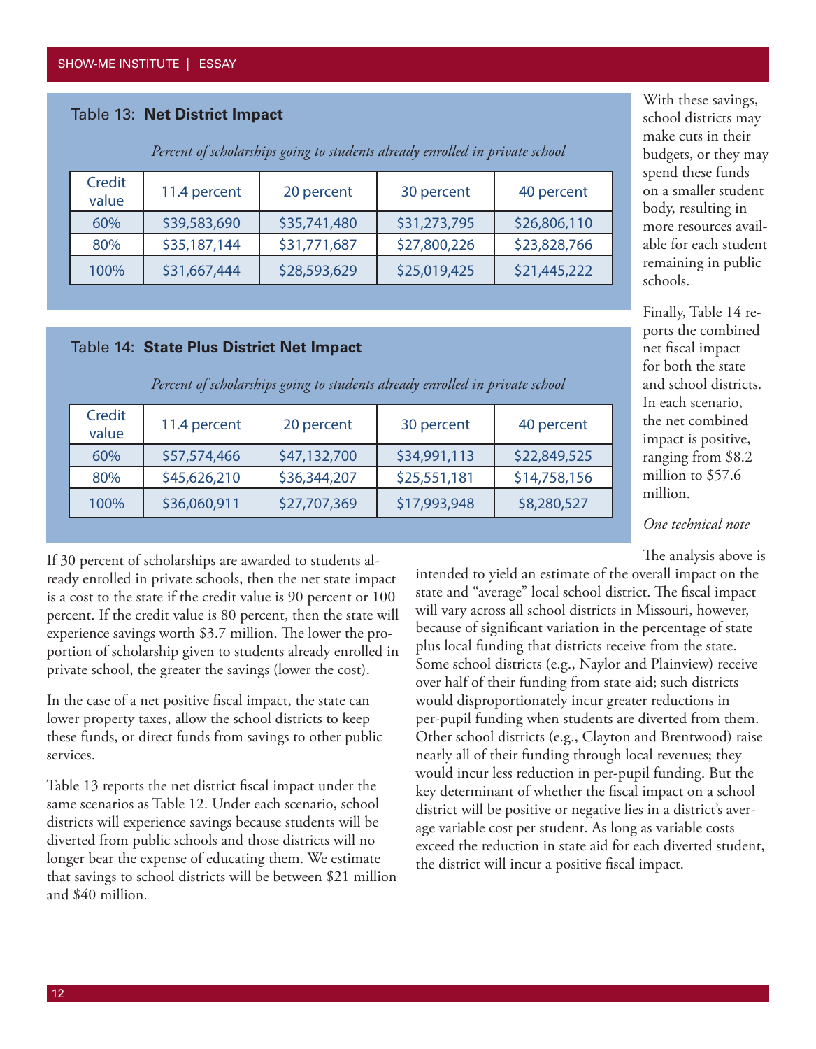Table 13: **Net District Impact**

*Percent of scholarships going to students already enrolled in private school*

| Credit value | 11.4 percent | 20 percent | 30 percent | 40 percent |
|---|---|---|---|---|
| 60% | $39,583,690 | $35,741,480 | $31,273,795 | $26,806,110 |
| 80% | $35,187,144 | $31,771,687 | $27,800,226 | $23,828,766 |
| 100% | $31,667,444 | $28,593,629 | $25,019,425 | $21,445,222 |

Table 14: **State Plus District Net Impact**

*Percent of scholarships going to students already enrolled in private school*

| Credit value | 11.4 percent | 20 percent | 30 percent | 40 percent |
|---|---|---|---|---|
| 60% | $57,574,466 | $47,132,700 | $34,991,113 | $22,849,525 |
| 80% | $45,626,210 | $36,344,207 | $25,551,181 | $14,758,156 |
| 100% | $36,060,911 | $27,707,369 | $17,993,948 | $8,280,527 |

If 30 percent of scholarships are awarded to students already enrolled in private schools, then the net state impact is a cost to the state if the credit value is 90 percent or 100 percent. If the credit value is 80 percent, then the state will experience savings worth $3.7 million. The lower the proportion of scholarship given to students already enrolled in private school, the greater the savings (lower the cost).

In the case of a net positive fiscal impact, the state can lower property taxes, allow the school districts to keep these funds, or direct funds from savings to other public services.

Table 13 reports the net district fiscal impact under the same scenarios as Table 12. Under each scenario, school districts will experience savings because students will be diverted from public schools and those districts will no longer bear the expense of educating them. We estimate that savings to school districts will be between $21 million and $40 million.

With these savings, school districts may make cuts in their budgets, or they may spend these funds on a smaller student body, resulting in more resources available for each student remaining in public schools.

Finally, Table 14 reports the combined net fiscal impact for both the state and school districts. In each scenario, the net combined impact is positive, ranging from $8.2 million to $57.6 million.

*One technical note*

The analysis above is intended to yield an estimate of the overall impact on the state and "average" local school district. The fiscal impact will vary across all school districts in Missouri, however, because of significant variation in the percentage of state plus local funding that districts receive from the state. Some school districts (e.g., Naylor and Plainview) receive over half of their funding from state aid; such districts would disproportionately incur greater reductions in per-pupil funding when students are diverted from them. Other school districts (e.g., Clayton and Brentwood) raise nearly all of their funding through local revenues; they would incur less reduction in per-pupil funding. But the key determinant of whether the fiscal impact on a school district will be positive or negative lies in a district's average variable cost per student. As long as variable costs exceed the reduction in state aid for each diverted student, the district will incur a positive fiscal impact.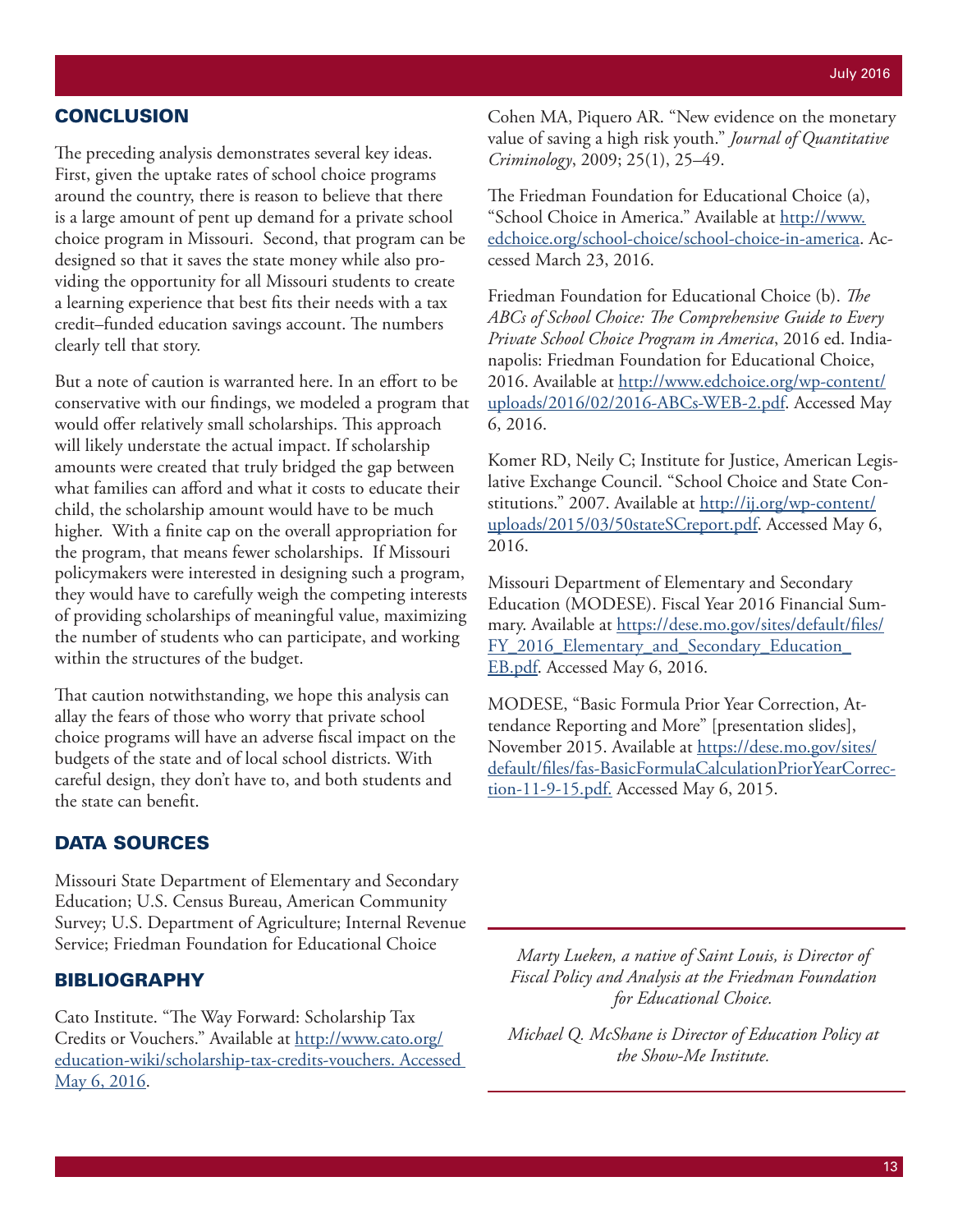## CONCLUSION

The preceding analysis demonstrates several key ideas. First, given the uptake rates of school choice programs around the country, there is reason to believe that there is a large amount of pent up demand for a private school choice program in Missouri. Second, that program can be designed so that it saves the state money while also providing the opportunity for all Missouri students to create a learning experience that best fits their needs with a tax credit–funded education savings account. The numbers clearly tell that story.

But a note of caution is warranted here. In an effort to be conservative with our findings, we modeled a program that would offer relatively small scholarships. This approach will likely understate the actual impact. If scholarship amounts were created that truly bridged the gap between what families can afford and what it costs to educate their child, the scholarship amount would have to be much higher. With a finite cap on the overall appropriation for the program, that means fewer scholarships. If Missouri policymakers were interested in designing such a program, they would have to carefully weigh the competing interests of providing scholarships of meaningful value, maximizing the number of students who can participate, and working within the structures of the budget.

That caution notwithstanding, we hope this analysis can allay the fears of those who worry that private school choice programs will have an adverse fiscal impact on the budgets of the state and of local school districts. With careful design, they don't have to, and both students and the state can benefit.

## DATA SOURCES

Missouri State Department of Elementary and Secondary Education; U.S. Census Bureau, American Community Survey; U.S. Department of Agriculture; Internal Revenue Service; Friedman Foundation for Educational Choice

## BIBLIOGRAPHY

Cato Institute. "The Way Forward: Scholarship Tax Credits or Vouchers." Available at http://www.cato.org/education-wiki/scholarship-tax-credits-vouchers. Accessed May 6, 2016.

Cohen MA, Piquero AR. "New evidence on the monetary value of saving a high risk youth." *Journal of Quantitative Criminology*, 2009; 25(1), 25–49.

The Friedman Foundation for Educational Choice (a), "School Choice in America." Available at http://www.edchoice.org/school-choice/school-choice-in-america. Accessed March 23, 2016.

Friedman Foundation for Educational Choice (b). *The ABCs of School Choice: The Comprehensive Guide to Every Private School Choice Program in America*, 2016 ed. Indianapolis: Friedman Foundation for Educational Choice, 2016. Available at http://www.edchoice.org/wp-content/uploads/2016/02/2016-ABCs-WEB-2.pdf. Accessed May 6, 2016.

Komer RD, Neily C; Institute for Justice, American Legislative Exchange Council. "School Choice and State Constitutions." 2007. Available at http://ij.org/wp-content/uploads/2015/03/50stateSCreport.pdf. Accessed May 6, 2016.

Missouri Department of Elementary and Secondary Education (MODESE). Fiscal Year 2016 Financial Summary. Available at https://dese.mo.gov/sites/default/files/FY_2016_Elementary_and_Secondary_Education_EB.pdf. Accessed May 6, 2016.

MODESE, "Basic Formula Prior Year Correction, Attendance Reporting and More" [presentation slides], November 2015. Available at https://dese.mo.gov/sites/default/files/fas-BasicFormulaCalculationPriorYearCorrection-11-9-15.pdf. Accessed May 6, 2015.

*Marty Lueken, a native of Saint Louis, is Director of Fiscal Policy and Analysis at the Friedman Foundation for Educational Choice.*

*Michael Q. McShane is Director of Education Policy at the Show-Me Institute.*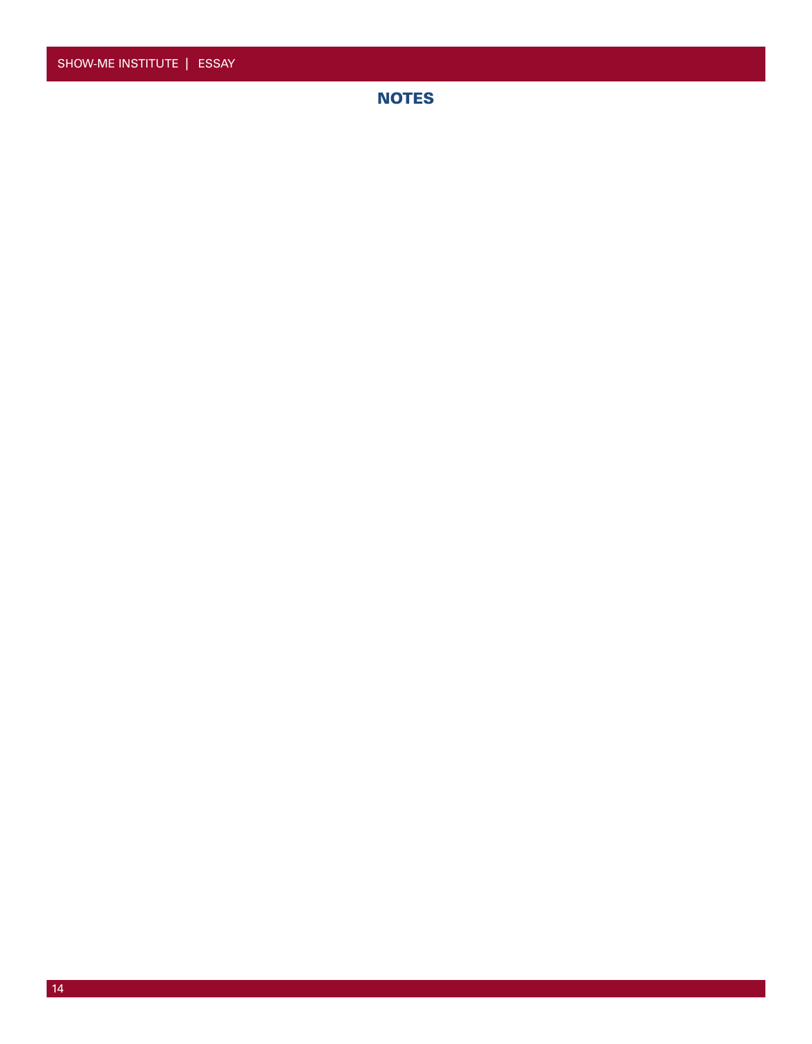## NOTES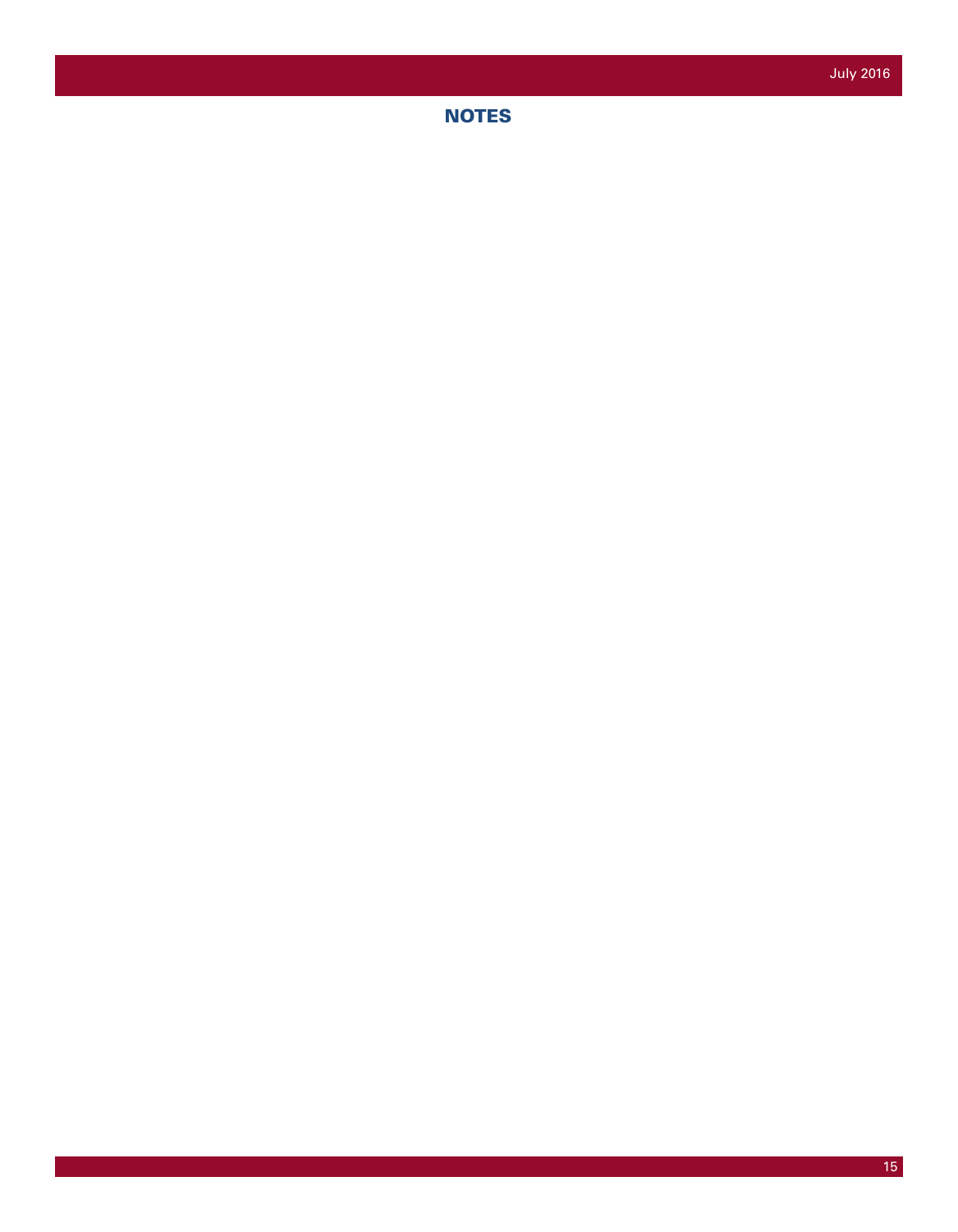# NOTES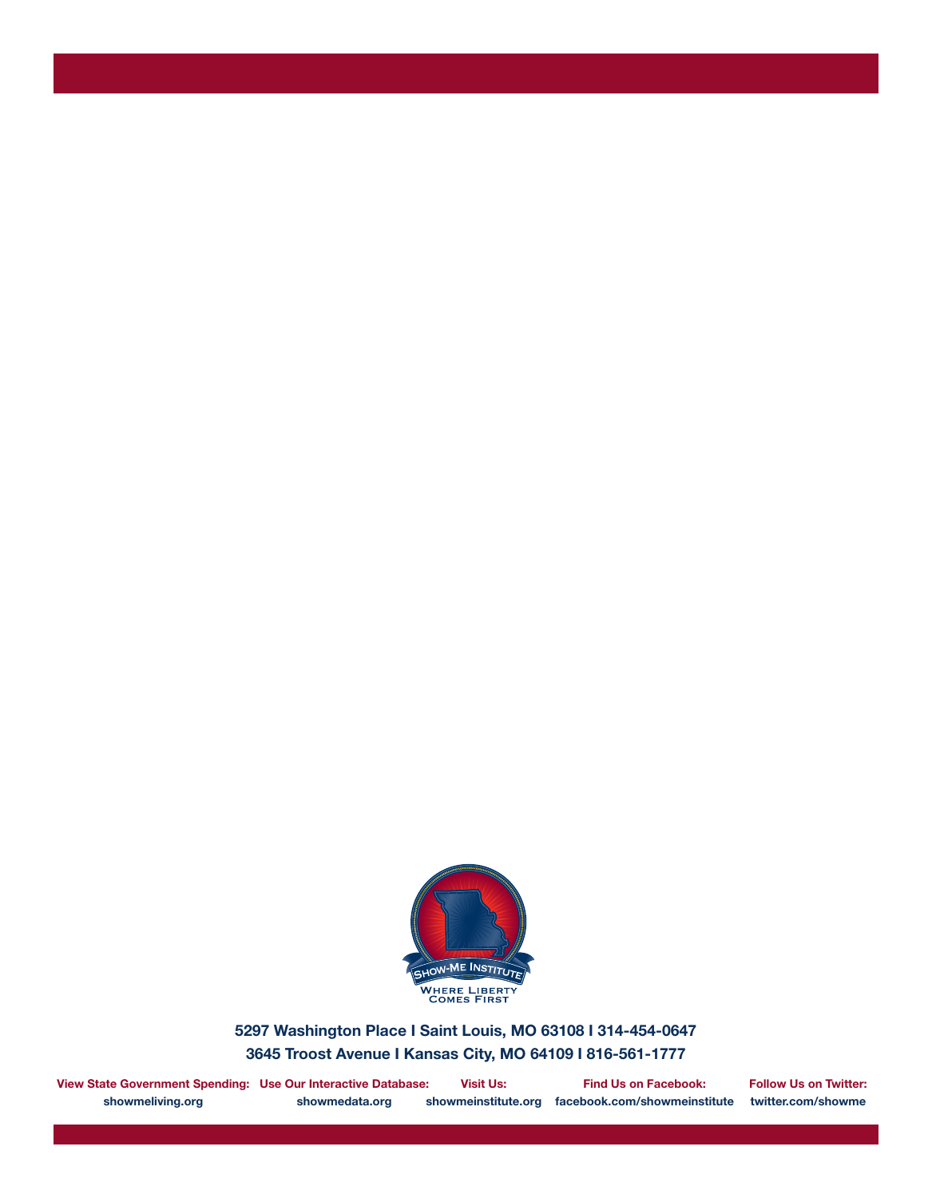SHOW-ME INSTITUTE

WHERE LIBERTY COMES FIRST

**5297 Washington Place I Saint Louis, MO 63108 I 314-454-0647**

**3645 Troost Avenue I Kansas City, MO 64109 I 816-561-1777**

**View State Government Spending:** showmeliving.org

**Use Our Interactive Database:** showmedata.org

**Visit Us:** showmeinstitute.org

**Find Us on Facebook:** facebook.com/showmeinstitute

**Follow Us on Twitter:** twitter.com/showme